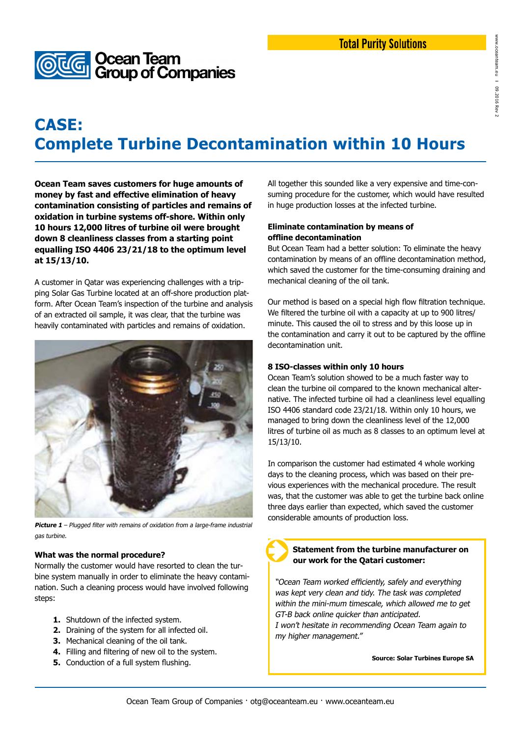Total Purity Solutions

Ocean Team Group of Companies

# CASE: Complete Turbine Decontamination within 10 Hours

**Ocean Team saves customers for huge amounts of money by fast and effective elimination of heavy contamination consisting of particles and remains of oxidation in turbine systems off-shore. Within only 10 hours 12,000 litres of turbine oil were brought down 8 cleanliness classes from a starting point equalling ISO 4406 23/21/18 to the optimum level at 15/13/10.**

A customer in Qatar was experiencing challenges with a tripping Solar Gas Turbine located at an off-shore production platform. After Ocean Team's inspection of the turbine and analysis of an extracted oil sample, it was clear, that the turbine was heavily contaminated with particles and remains of oxidation.

***Picture 1*** *– Plugged filter with remains of oxidation from a large-frame industrial gas turbine.*

### What was the normal procedure?

Normally the customer would have resorted to clean the turbine system manually in order to eliminate the heavy contamination. Such a cleaning process would have involved following steps:

1. Shutdown of the infected system.
2. Draining of the system for all infected oil.
3. Mechanical cleaning of the oil tank.
4. Filling and filtering of new oil to the system.
5. Conduction of a full system flushing.

All together this sounded like a very expensive and time-consuming procedure for the customer, which would have resulted in huge production losses at the infected turbine.

### Eliminate contamination by means of offline decontamination

But Ocean Team had a better solution: To eliminate the heavy contamination by means of an offline decontamination method, which saved the customer for the time-consuming draining and mechanical cleaning of the oil tank.

Our method is based on a special high flow filtration technique. We filtered the turbine oil with a capacity at up to 900 litres/minute. This caused the oil to stress and by this loose up in the contamination and carry it out to be captured by the offline decontamination unit.

### 8 ISO-classes within only 10 hours

Ocean Team's solution showed to be a much faster way to clean the turbine oil compared to the known mechanical alternative. The infected turbine oil had a cleanliness level equalling ISO 4406 standard code 23/21/18. Within only 10 hours, we managed to bring down the cleanliness level of the 12,000 litres of turbine oil as much as 8 classes to an optimum level at 15/13/10.

In comparison the customer had estimated 4 whole working days to the cleaning process, which was based on their previous experiences with the mechanical procedure. The result was, that the customer was able to get the turbine back online three days earlier than expected, which saved the customer considerable amounts of production loss.

**Statement from the turbine manufacturer on our work for the Qatari customer:**

*"Ocean Team worked efficiently, safely and everything was kept very clean and tidy. The task was completed within the mini-mum timescale, which allowed me to get GT-B back online quicker than anticipated.*
*I won't hesitate in recommending Ocean Team again to my higher management."*

**Source: Solar Turbines Europe SA**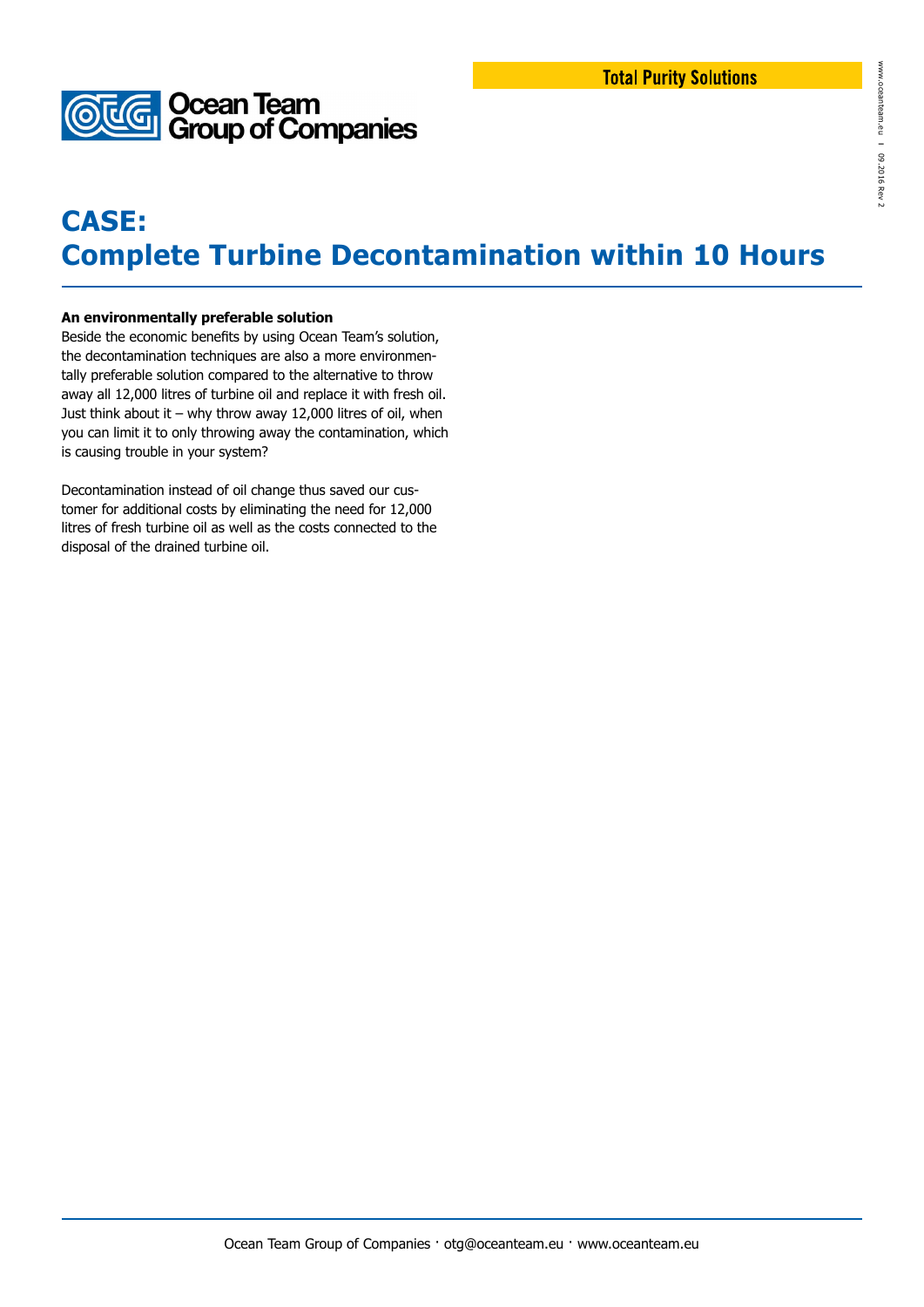# CASE: Complete Turbine Decontamination within 10 Hours

**An environmentally preferable solution**

Beside the economic benefits by using Ocean Team's solution, the decontamination techniques are also a more environmentally preferable solution compared to the alternative to throw away all 12,000 litres of turbine oil and replace it with fresh oil. Just think about it – why throw away 12,000 litres of oil, when you can limit it to only throwing away the contamination, which is causing trouble in your system?

Decontamination instead of oil change thus saved our customer for additional costs by eliminating the need for 12,000 litres of fresh turbine oil as well as the costs connected to the disposal of the drained turbine oil.